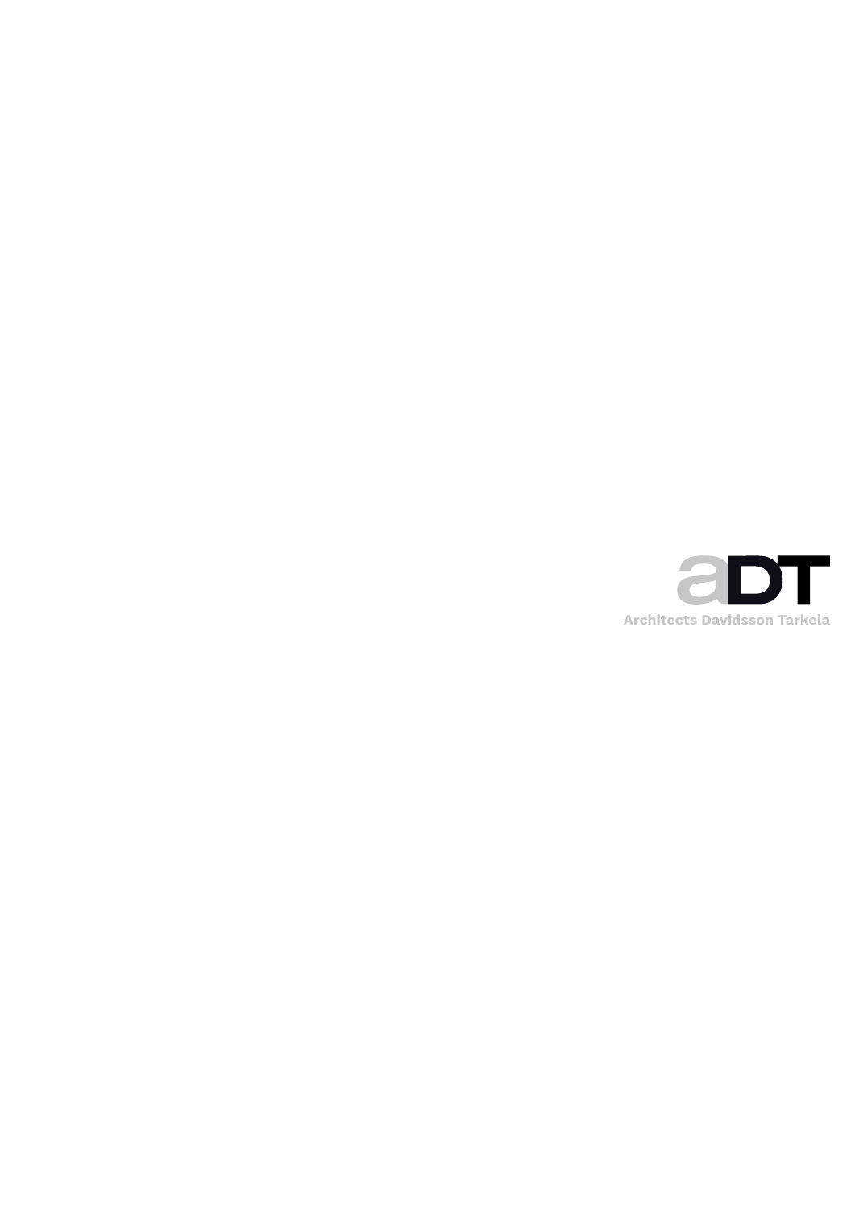aDT

Architects Davidsson Tarkela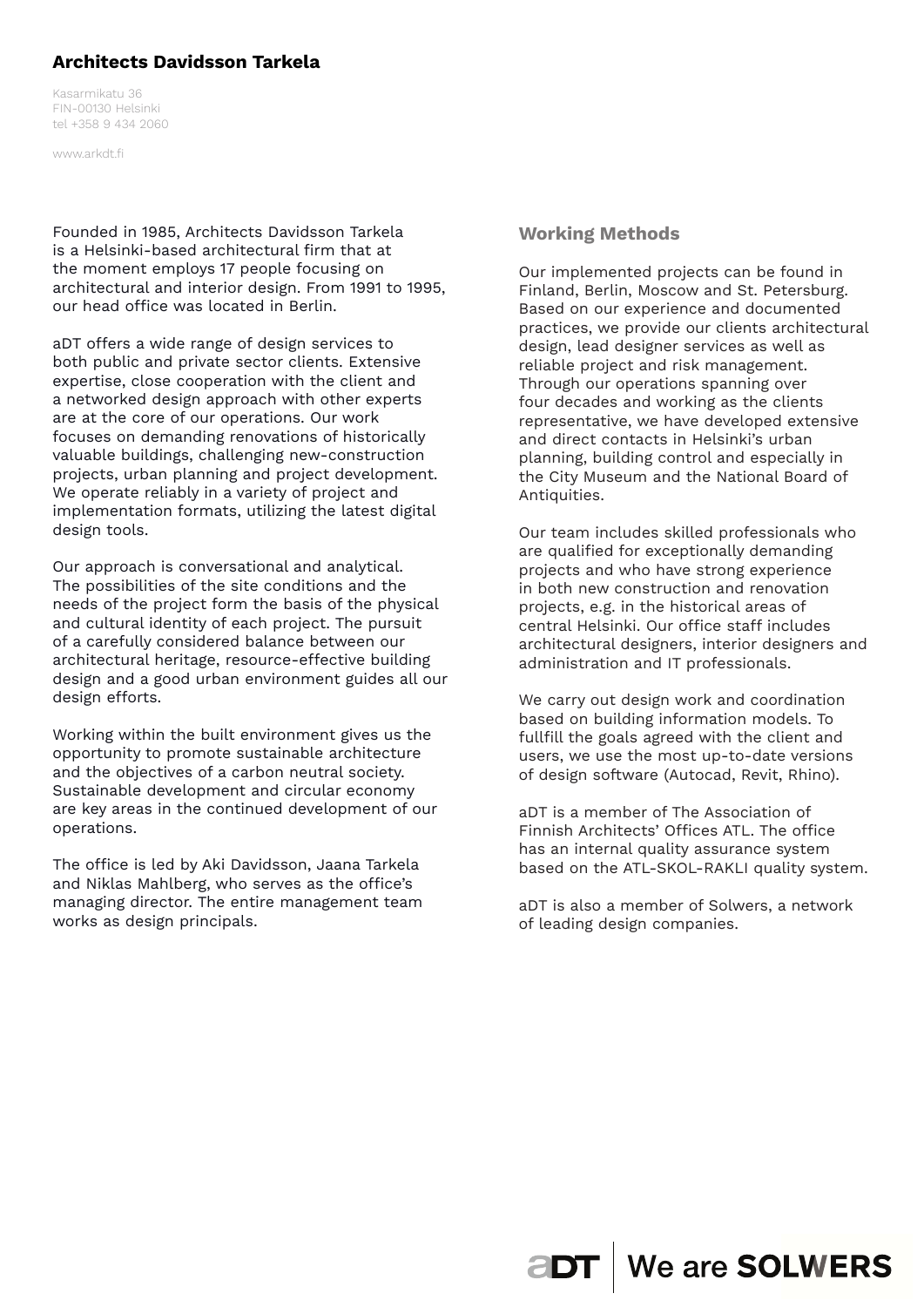# Architects Davidsson Tarkela

Kasarmikatu 36
FIN-00130 Helsinki
tel +358 9 434 2060

www.arkdt.fi

Founded in 1985, Architects Davidsson Tarkela is a Helsinki-based architectural firm that at the moment employs 17 people focusing on architectural and interior design. From 1991 to 1995, our head office was located in Berlin.

aDT offers a wide range of design services to both public and private sector clients. Extensive expertise, close cooperation with the client and a networked design approach with other experts are at the core of our operations. Our work focuses on demanding renovations of historically valuable buildings, challenging new-construction projects, urban planning and project development. We operate reliably in a variety of project and implementation formats, utilizing the latest digital design tools.

Our approach is conversational and analytical. The possibilities of the site conditions and the needs of the project form the basis of the physical and cultural identity of each project. The pursuit of a carefully considered balance between our architectural heritage, resource-effective building design and a good urban environment guides all our design efforts.

Working within the built environment gives us the opportunity to promote sustainable architecture and the objectives of a carbon neutral society. Sustainable development and circular economy are key areas in the continued development of our operations.

The office is led by Aki Davidsson, Jaana Tarkela and Niklas Mahlberg, who serves as the office's managing director. The entire management team works as design principals.

## Working Methods

Our implemented projects can be found in Finland, Berlin, Moscow and St. Petersburg. Based on our experience and documented practices, we provide our clients architectural design, lead designer services as well as reliable project and risk management. Through our operations spanning over four decades and working as the clients representative, we have developed extensive and direct contacts in Helsinki's urban planning, building control and especially in the City Museum and the National Board of Antiquities.

Our team includes skilled professionals who are qualified for exceptionally demanding projects and who have strong experience in both new construction and renovation projects, e.g. in the historical areas of central Helsinki. Our office staff includes architectural designers, interior designers and administration and IT professionals.

We carry out design work and coordination based on building information models. To fullfill the goals agreed with the client and users, we use the most up-to-date versions of design software (Autocad, Revit, Rhino).

aDT is a member of The Association of Finnish Architects' Offices ATL. The office has an internal quality assurance system based on the ATL-SKOL-RAKLI quality system.

aDT is also a member of Solwers, a network of leading design companies.

aDT | We are **SOLWERS**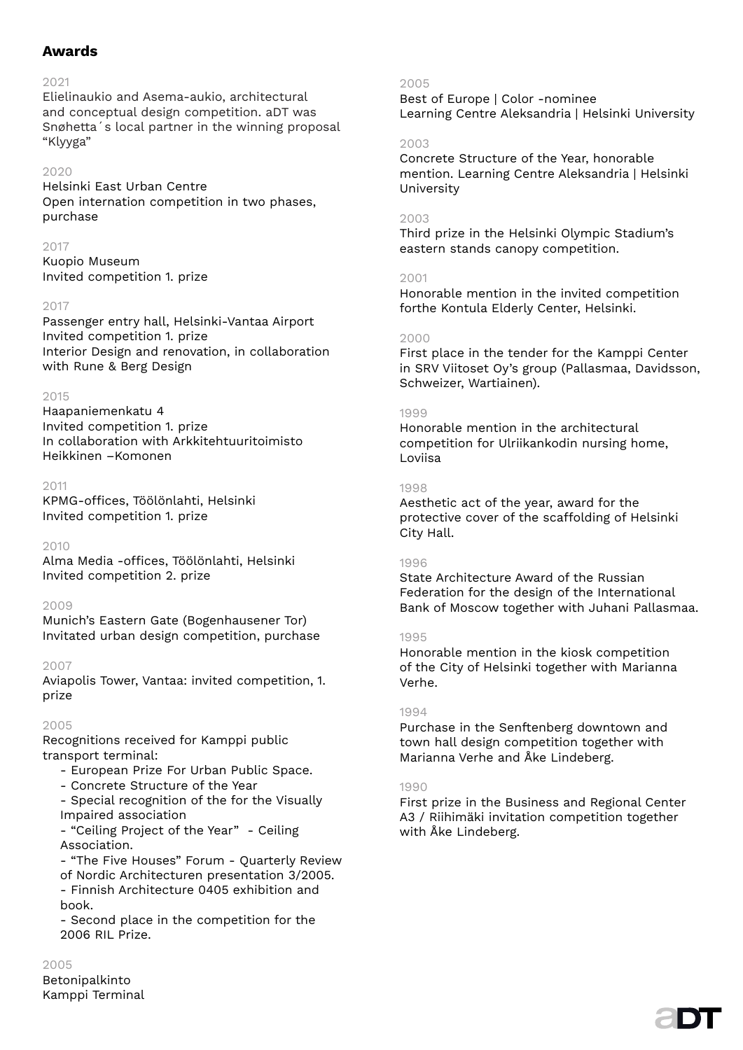## Awards

2021
Elielinaukio and Asema-aukio, architectural and conceptual design competition. aDT was Snøhetta´s local partner in the winning proposal "Klyyga"

2020
Helsinki East Urban Centre
Open internation competition in two phases, purchase

2017
Kuopio Museum
Invited competition 1. prize

2017
Passenger entry hall, Helsinki-Vantaa Airport
Invited competition 1. prize
Interior Design and renovation, in collaboration with Rune & Berg Design

2015
Haapaniemenkatu 4
Invited competition 1. prize
In collaboration with Arkkitehtuuritoimisto Heikkinen –Komonen

2011
KPMG-offices, Töölönlahti, Helsinki
Invited competition 1. prize

2010
Alma Media -offices, Töölönlahti, Helsinki
Invited competition 2. prize

2009
Munich's Eastern Gate (Bogenhausener Tor)
Invitated urban design competition, purchase

2007
Aviapolis Tower, Vantaa: invited competition, 1. prize

2005
Recognitions received for Kamppi public transport terminal:
- European Prize For Urban Public Space.
- Concrete Structure of the Year
- Special recognition of the for the Visually Impaired association
- "Ceiling Project of the Year" - Ceiling Association.
- "The Five Houses" Forum - Quarterly Review of Nordic Architecturen presentation 3/2005.
- Finnish Architecture 0405 exhibition and book.
- Second place in the competition for the 2006 RIL Prize.

2005
Betonipalkinto
Kamppi Terminal

2005
Best of Europe | Color -nominee
Learning Centre Aleksandria | Helsinki University

2003
Concrete Structure of the Year, honorable mention. Learning Centre Aleksandria | Helsinki University

2003
Third prize in the Helsinki Olympic Stadium's eastern stands canopy competition.

2001
Honorable mention in the invited competition forthe Kontula Elderly Center, Helsinki.

2000
First place in the tender for the Kamppi Center in SRV Viitoset Oy's group (Pallasmaa, Davidsson, Schweizer, Wartiainen).

1999
Honorable mention in the architectural competition for Ulriikankodin nursing home, Loviisa

1998
Aesthetic act of the year, award for the protective cover of the scaffolding of Helsinki City Hall.

1996
State Architecture Award of the Russian Federation for the design of the International Bank of Moscow together with Juhani Pallasmaa.

1995
Honorable mention in the kiosk competition of the City of Helsinki together with Marianna Verhe.

1994
Purchase in the Senftenberg downtown and town hall design competition together with Marianna Verhe and Åke Lindeberg.

1990
First prize in the Business and Regional Center A3 / Riihimäki invitation competition together with Åke Lindeberg.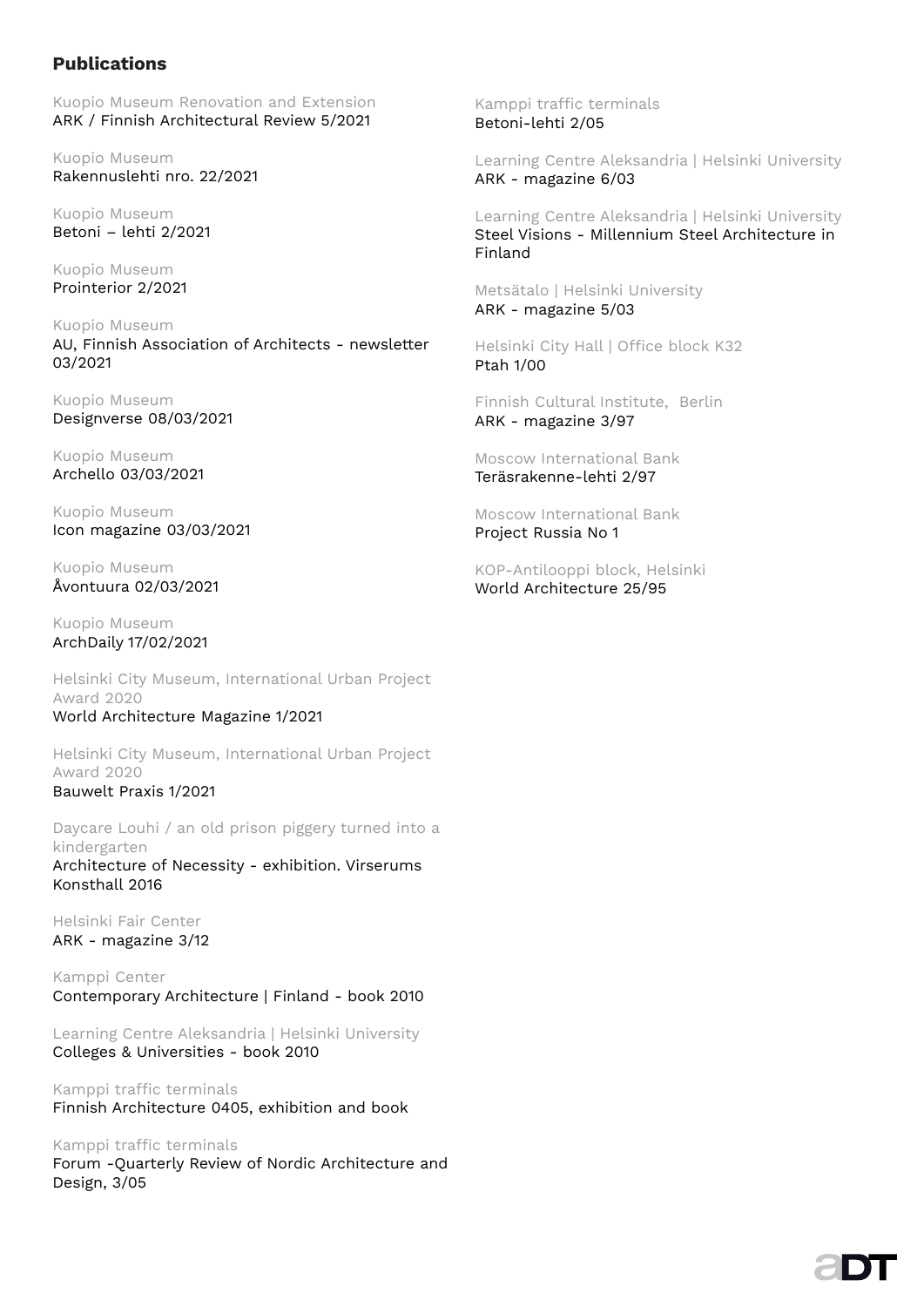## Publications

Kuopio Museum Renovation and Extension
ARK / Finnish Architectural Review 5/2021

Kuopio Museum
Rakennuslehti nro. 22/2021

Kuopio Museum
Betoni – lehti 2/2021

Kuopio Museum
Prointerior 2/2021

Kuopio Museum
AU, Finnish Association of Architects - newsletter 03/2021

Kuopio Museum
Designverse 08/03/2021

Kuopio Museum
Archello 03/03/2021

Kuopio Museum
Icon magazine 03/03/2021

Kuopio Museum
Åvontuura 02/03/2021

Kuopio Museum
ArchDaily 17/02/2021

Helsinki City Museum, International Urban Project Award 2020
World Architecture Magazine 1/2021

Helsinki City Museum, International Urban Project Award 2020
Bauwelt Praxis 1/2021

Daycare Louhi / an old prison piggery turned into a kindergarten
Architecture of Necessity - exhibition. Virserums Konsthall 2016

Helsinki Fair Center
ARK - magazine 3/12

Kamppi Center
Contemporary Architecture | Finland - book 2010

Learning Centre Aleksandria | Helsinki University
Colleges & Universities - book 2010

Kamppi traffic terminals
Finnish Architecture 0405, exhibition and book

Kamppi traffic terminals
Forum -Quarterly Review of Nordic Architecture and Design, 3/05

Kamppi traffic terminals
Betoni-lehti 2/05

Learning Centre Aleksandria | Helsinki University
ARK - magazine 6/03

Learning Centre Aleksandria | Helsinki University
Steel Visions - Millennium Steel Architecture in Finland

Metsätalo | Helsinki University
ARK - magazine 5/03

Helsinki City Hall | Office block K32
Ptah 1/00

Finnish Cultural Institute, Berlin
ARK - magazine 3/97

Moscow International Bank
Teräsrakenne-lehti 2/97

Moscow International Bank
Project Russia No 1

KOP-Antilooppi block, Helsinki
World Architecture 25/95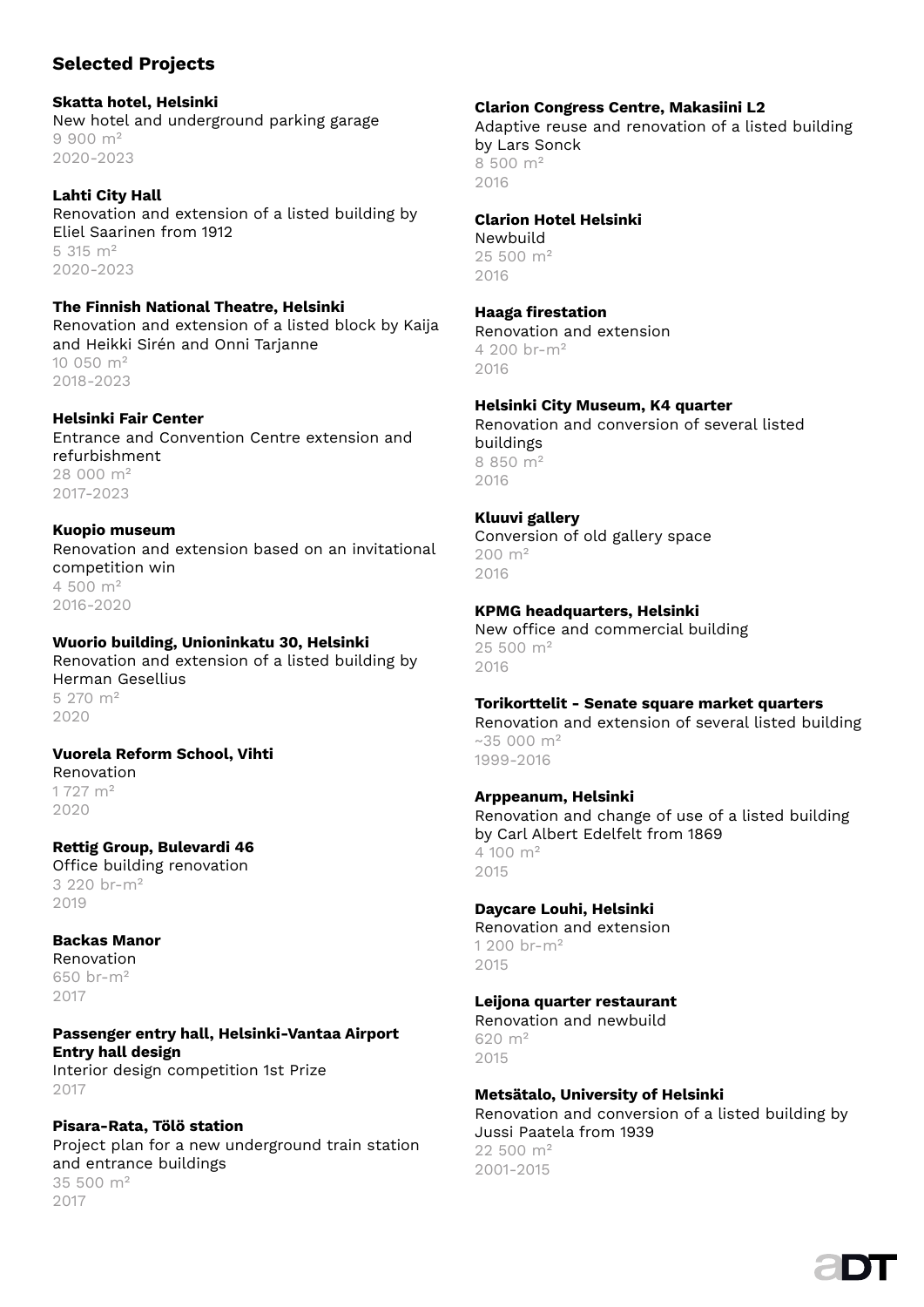## Selected Projects

**Skatta hotel, Helsinki**
New hotel and underground parking garage
9 900 m²
2020-2023

**Lahti City Hall**
Renovation and extension of a listed building by Eliel Saarinen from 1912
5 315 m²
2020-2023

**The Finnish National Theatre, Helsinki**
Renovation and extension of a listed block by Kaija and Heikki Sirén and Onni Tarjanne
10 050 m²
2018-2023

**Helsinki Fair Center**
Entrance and Convention Centre extension and refurbishment
28 000 m²
2017-2023

**Kuopio museum**
Renovation and extension based on an invitational competition win
4 500 m²
2016-2020

**Wuorio building, Unioninkatu 30, Helsinki**
Renovation and extension of a listed building by Herman Gesellius
5 270 m²
2020

**Vuorela Reform School, Vihti**
Renovation
1 727 m²
2020

**Rettig Group, Bulevardi 46**
Office building renovation
3 220 br-m²
2019

**Backas Manor**
Renovation
650 br-m²
2017

**Passenger entry hall, Helsinki-Vantaa Airport Entry hall design**
Interior design competition 1st Prize
2017

**Pisara-Rata, Tölö station**
Project plan for a new underground train station and entrance buildings
35 500 m²
2017

**Clarion Congress Centre, Makasiini L2**
Adaptive reuse and renovation of a listed building by Lars Sonck
8 500 m²
2016

**Clarion Hotel Helsinki**
Newbuild
25 500 m²
2016

**Haaga firestation**
Renovation and extension
4 200 br-m²
2016

**Helsinki City Museum, K4 quarter**
Renovation and conversion of several listed buildings
8 850 m²
2016

**Kluuvi gallery**
Conversion of old gallery space
200 m²
2016

**KPMG headquarters, Helsinki**
New office and commercial building
25 500 m²
2016

**Torikorttelit - Senate square market quarters**
Renovation and extension of several listed building
~35 000 m²
1999-2016

**Arppeanum, Helsinki**
Renovation and change of use of a listed building by Carl Albert Edelfelt from 1869
4 100 m²
2015

**Daycare Louhi, Helsinki**
Renovation and extension
1 200 br-m²
2015

**Leijona quarter restaurant**
Renovation and newbuild
620 m²
2015

**Metsätalo, University of Helsinki**
Renovation and conversion of a listed building by Jussi Paatela from 1939
22 500 m²
2001-2015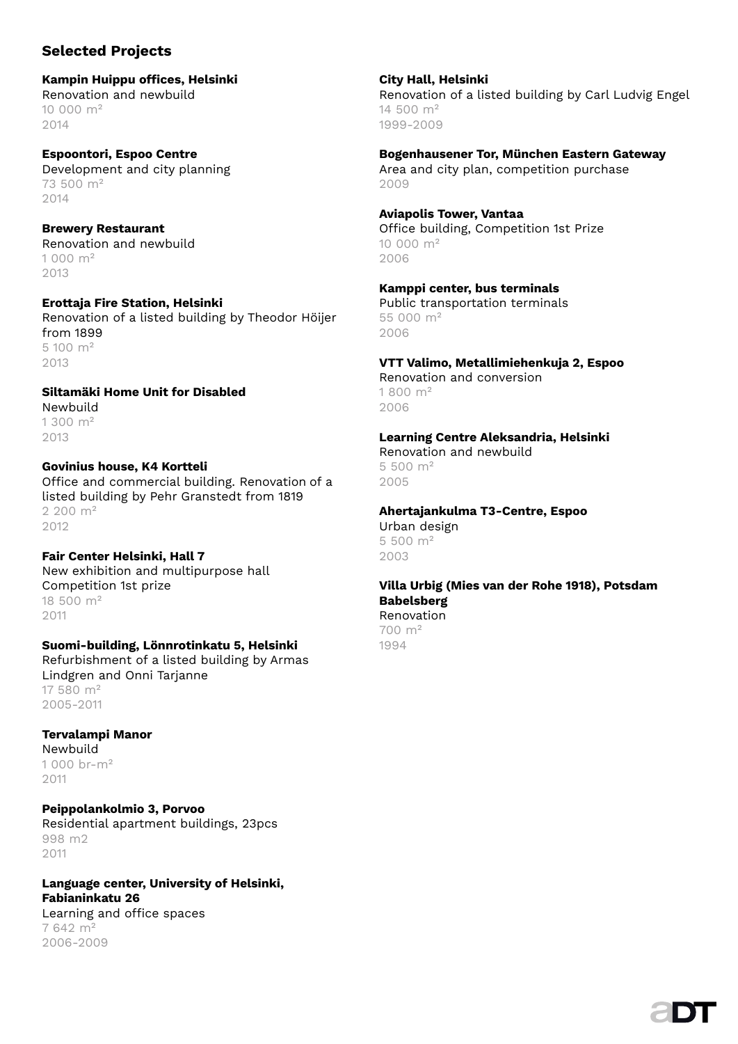## Selected Projects

**Kampin Huippu offices, Helsinki**
Renovation and newbuild
10 000 m²
2014

**Espoontori, Espoo Centre**
Development and city planning
73 500 m²
2014

**Brewery Restaurant**
Renovation and newbuild
1 000 m²
2013

**Erottaja Fire Station, Helsinki**
Renovation of a listed building by Theodor Höijer from 1899
5 100 m²
2013

**Siltamäki Home Unit for Disabled**
Newbuild
1 300 m²
2013

**Govinius house, K4 Kortteli**
Office and commercial building. Renovation of a listed building by Pehr Granstedt from 1819
2 200 m²
2012

**Fair Center Helsinki, Hall 7**
New exhibition and multipurpose hall
Competition 1st prize
18 500 m²
2011

**Suomi-building, Lönnrotinkatu 5, Helsinki**
Refurbishment of a listed building by Armas Lindgren and Onni Tarjanne
17 580 m²
2005-2011

**Tervalampi Manor**
Newbuild
1 000 br-m²
2011

**Peippolankolmio 3, Porvoo**
Residential apartment buildings, 23pcs
998 m2
2011

**Language center, University of Helsinki, Fabianinkatu 26**
Learning and office spaces
7 642 m²
2006-2009

**City Hall, Helsinki**
Renovation of a listed building by Carl Ludvig Engel
14 500 m²
1999-2009

**Bogenhausener Tor, München Eastern Gateway**
Area and city plan, competition purchase
2009

**Aviapolis Tower, Vantaa**
Office building, Competition 1st Prize
10 000 m²
2006

**Kamppi center, bus terminals**
Public transportation terminals
55 000 m²
2006

**VTT Valimo, Metallimiehenkuja 2, Espoo**
Renovation and conversion
1 800 m²
2006

**Learning Centre Aleksandria, Helsinki**
Renovation and newbuild
5 500 m²
2005

**Ahertajankulma T3-Centre, Espoo**
Urban design
5 500 m²
2003

**Villa Urbig (Mies van der Rohe 1918), Potsdam Babelsberg**
Renovation
700 m²
1994